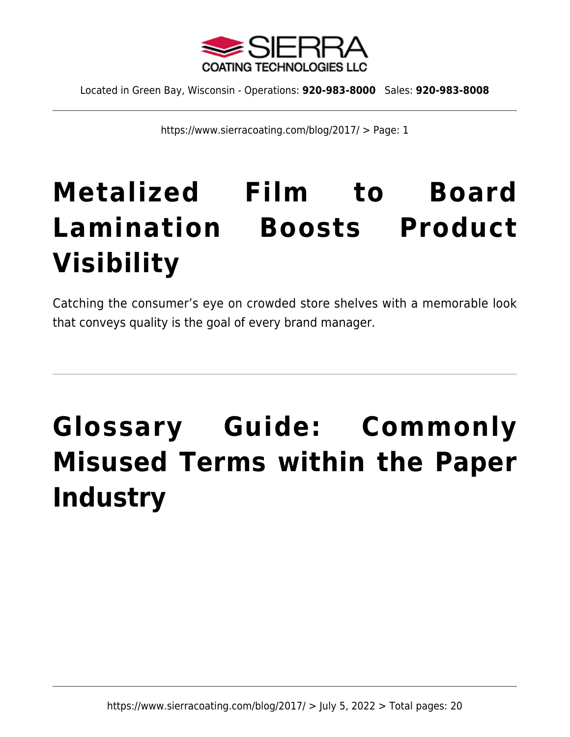# Metalized Film to Board Lamination Boosts Product Visibility

Catching the consumer's eye on crowded store shelves with a memorable look that conveys quality is the goal of every brand manager.

---

# Glossary Guide: Commonly Misused Terms within the Paper Industry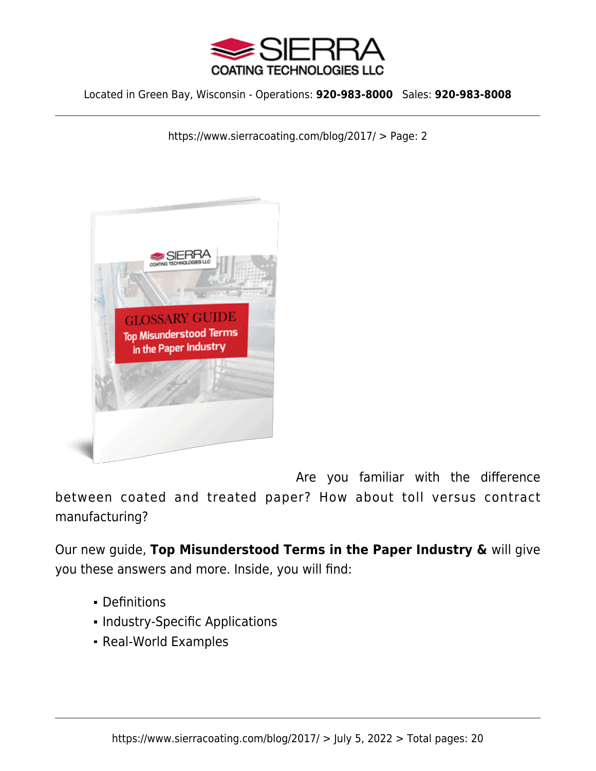Are you familiar with the difference between coated and treated paper? How about toll versus contract manufacturing?

Our new guide, **Top Misunderstood Terms in the Paper Industry &** will give you these answers and more. Inside, you will find:

- Definitions
- Industry-Specific Applications
- Real-World Examples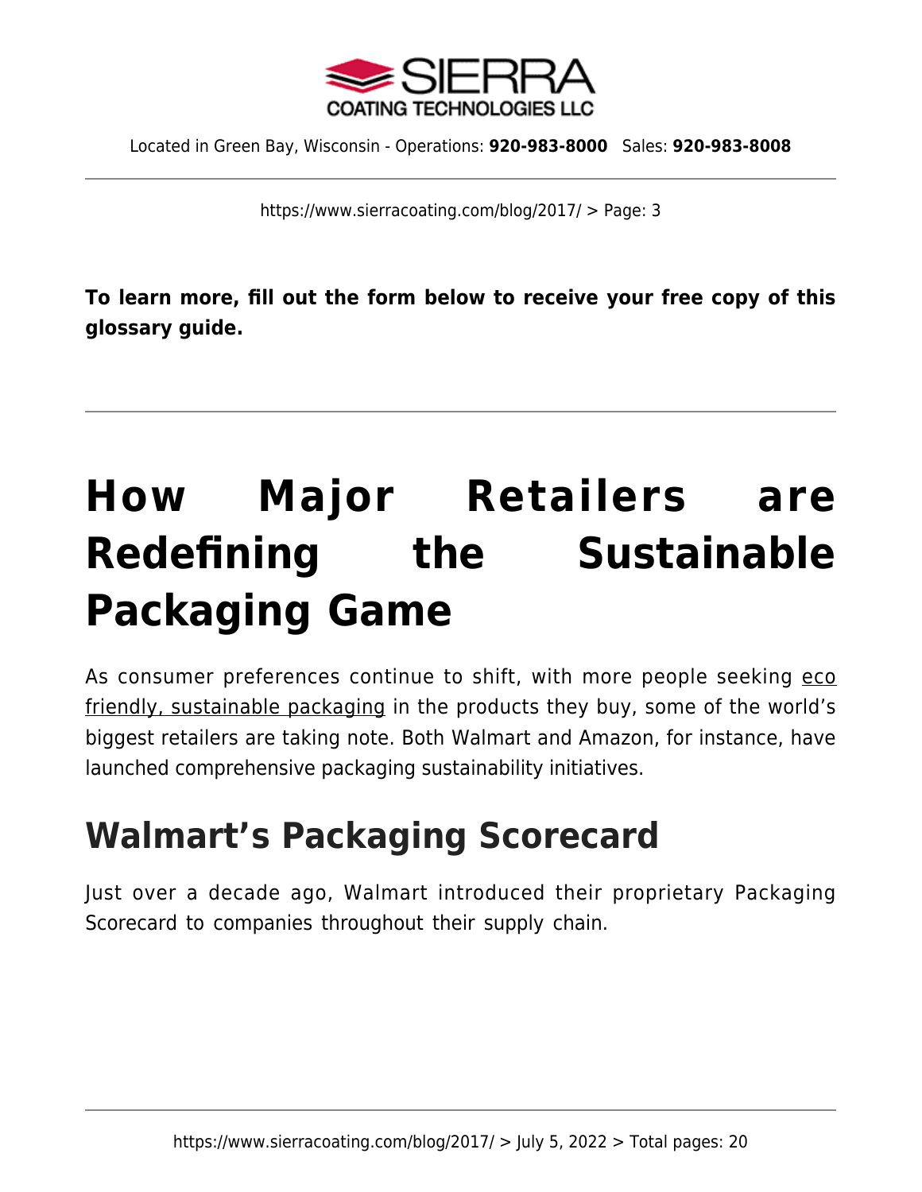**To learn more, fill out the form below to receive your free copy of this glossary guide.**

---

# How Major Retailers are Redefining the Sustainable Packaging Game

As consumer preferences continue to shift, with more people seeking eco friendly, sustainable packaging in the products they buy, some of the world's biggest retailers are taking note. Both Walmart and Amazon, for instance, have launched comprehensive packaging sustainability initiatives.

## Walmart's Packaging Scorecard

Just over a decade ago, Walmart introduced their proprietary Packaging Scorecard to companies throughout their supply chain.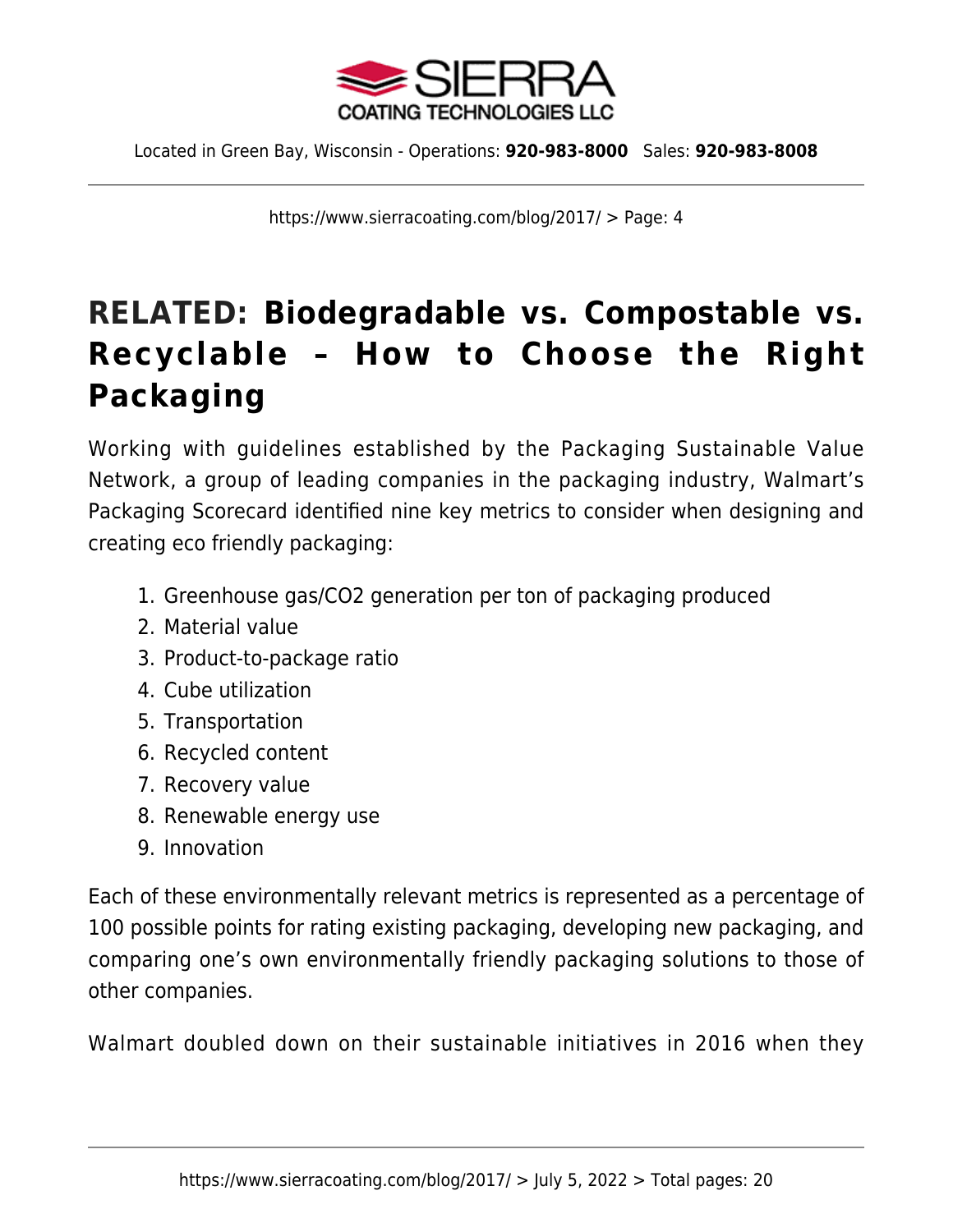## **RELATED: Biodegradable vs. Compostable vs. Recyclable – How to Choose the Right Packaging**

Working with guidelines established by the Packaging Sustainable Value Network, a group of leading companies in the packaging industry, Walmart's Packaging Scorecard identified nine key metrics to consider when designing and creating eco friendly packaging:

1. Greenhouse gas/CO2 generation per ton of packaging produced
2. Material value
3. Product-to-package ratio
4. Cube utilization
5. Transportation
6. Recycled content
7. Recovery value
8. Renewable energy use
9. Innovation

Each of these environmentally relevant metrics is represented as a percentage of 100 possible points for rating existing packaging, developing new packaging, and comparing one's own environmentally friendly packaging solutions to those of other companies.

Walmart doubled down on their sustainable initiatives in 2016 when they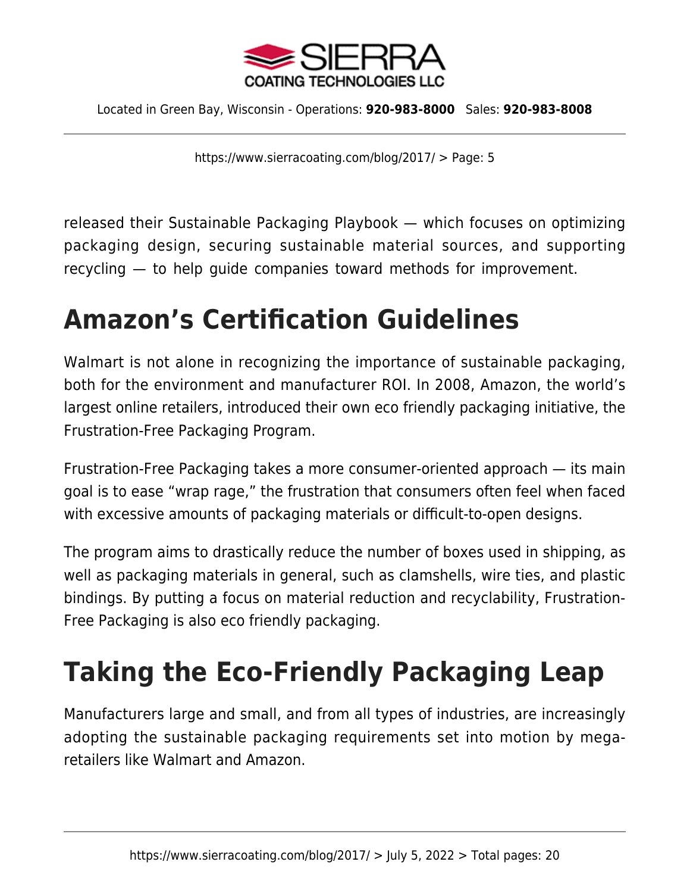released their Sustainable Packaging Playbook — which focuses on optimizing packaging design, securing sustainable material sources, and supporting recycling — to help guide companies toward methods for improvement.

## Amazon's Certification Guidelines

Walmart is not alone in recognizing the importance of sustainable packaging, both for the environment and manufacturer ROI. In 2008, Amazon, the world's largest online retailers, introduced their own eco friendly packaging initiative, the Frustration-Free Packaging Program.

Frustration-Free Packaging takes a more consumer-oriented approach — its main goal is to ease "wrap rage," the frustration that consumers often feel when faced with excessive amounts of packaging materials or difficult-to-open designs.

The program aims to drastically reduce the number of boxes used in shipping, as well as packaging materials in general, such as clamshells, wire ties, and plastic bindings. By putting a focus on material reduction and recyclability, Frustration-Free Packaging is also eco friendly packaging.

## Taking the Eco-Friendly Packaging Leap

Manufacturers large and small, and from all types of industries, are increasingly adopting the sustainable packaging requirements set into motion by mega-retailers like Walmart and Amazon.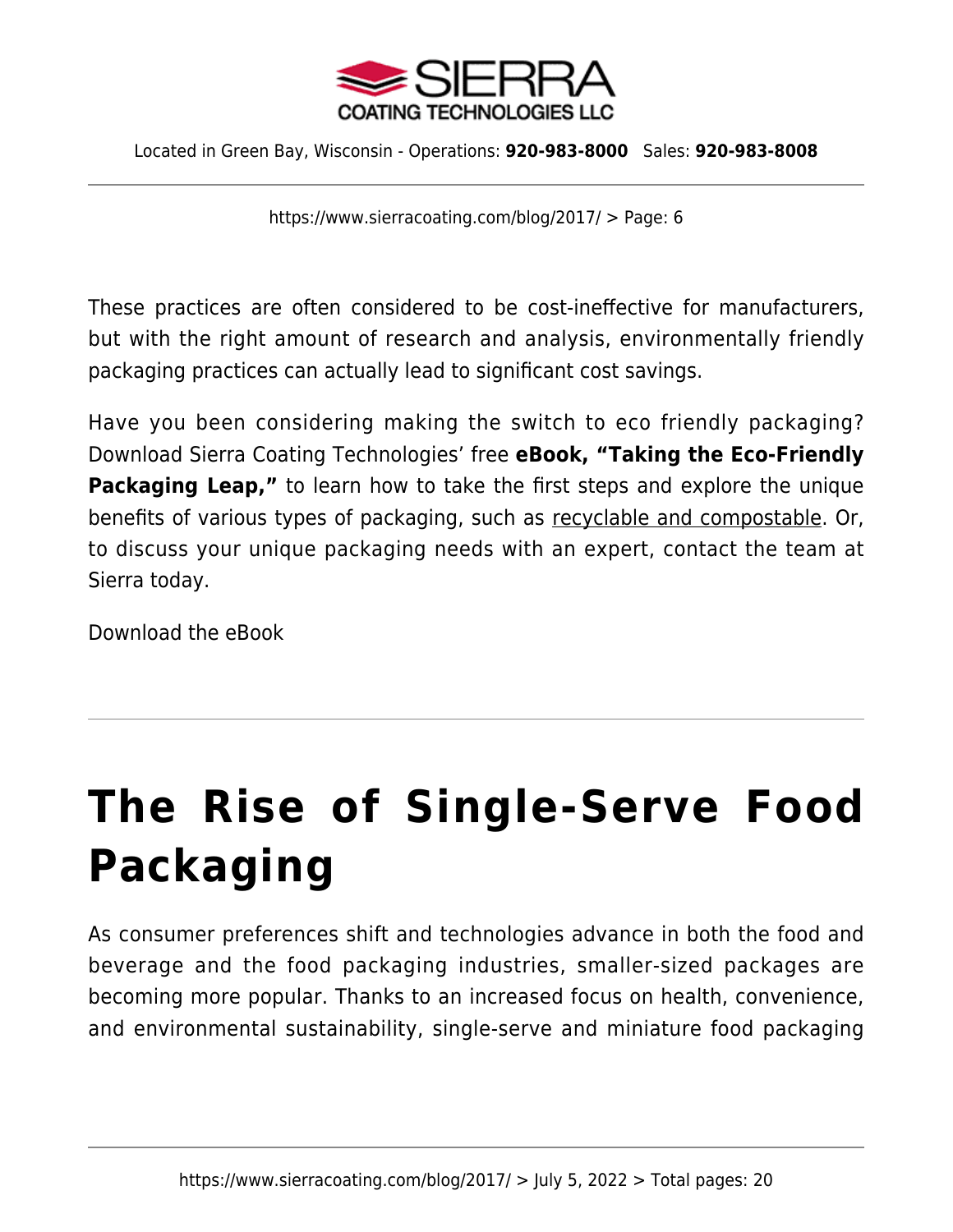These practices are often considered to be cost-ineffective for manufacturers, but with the right amount of research and analysis, environmentally friendly packaging practices can actually lead to significant cost savings.

Have you been considering making the switch to eco friendly packaging? Download Sierra Coating Technologies' free **eBook, "Taking the Eco-Friendly Packaging Leap,"** to learn how to take the first steps and explore the unique benefits of various types of packaging, such as recyclable and compostable. Or, to discuss your unique packaging needs with an expert, contact the team at Sierra today.

Download the eBook

---

# The Rise of Single-Serve Food Packaging

As consumer preferences shift and technologies advance in both the food and beverage and the food packaging industries, smaller-sized packages are becoming more popular. Thanks to an increased focus on health, convenience, and environmental sustainability, single-serve and miniature food packaging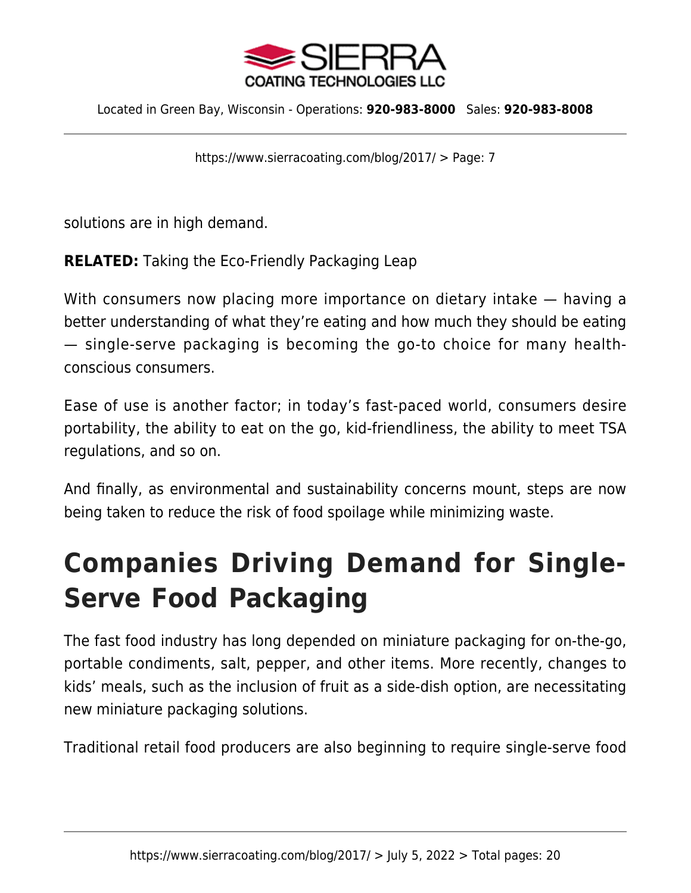solutions are in high demand.

**RELATED:** Taking the Eco-Friendly Packaging Leap

With consumers now placing more importance on dietary intake — having a better understanding of what they're eating and how much they should be eating — single-serve packaging is becoming the go-to choice for many health-conscious consumers.

Ease of use is another factor; in today's fast-paced world, consumers desire portability, the ability to eat on the go, kid-friendliness, the ability to meet TSA regulations, and so on.

And finally, as environmental and sustainability concerns mount, steps are now being taken to reduce the risk of food spoilage while minimizing waste.

# Companies Driving Demand for Single-Serve Food Packaging

The fast food industry has long depended on miniature packaging for on-the-go, portable condiments, salt, pepper, and other items. More recently, changes to kids' meals, such as the inclusion of fruit as a side-dish option, are necessitating new miniature packaging solutions.

Traditional retail food producers are also beginning to require single-serve food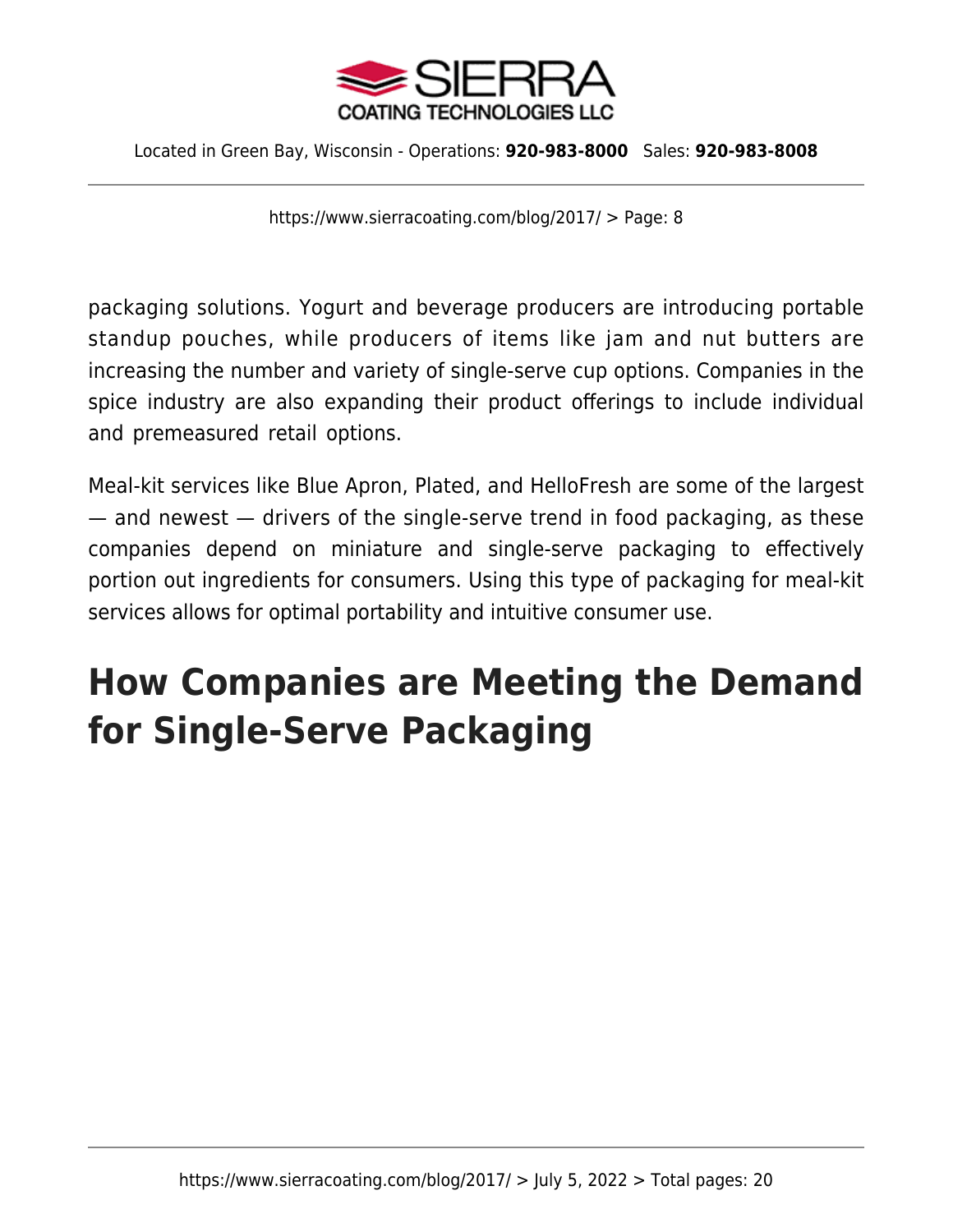packaging solutions. Yogurt and beverage producers are introducing portable standup pouches, while producers of items like jam and nut butters are increasing the number and variety of single-serve cup options. Companies in the spice industry are also expanding their product offerings to include individual and premeasured retail options.

Meal-kit services like Blue Apron, Plated, and HelloFresh are some of the largest — and newest — drivers of the single-serve trend in food packaging, as these companies depend on miniature and single-serve packaging to effectively portion out ingredients for consumers. Using this type of packaging for meal-kit services allows for optimal portability and intuitive consumer use.

## How Companies are Meeting the Demand for Single-Serve Packaging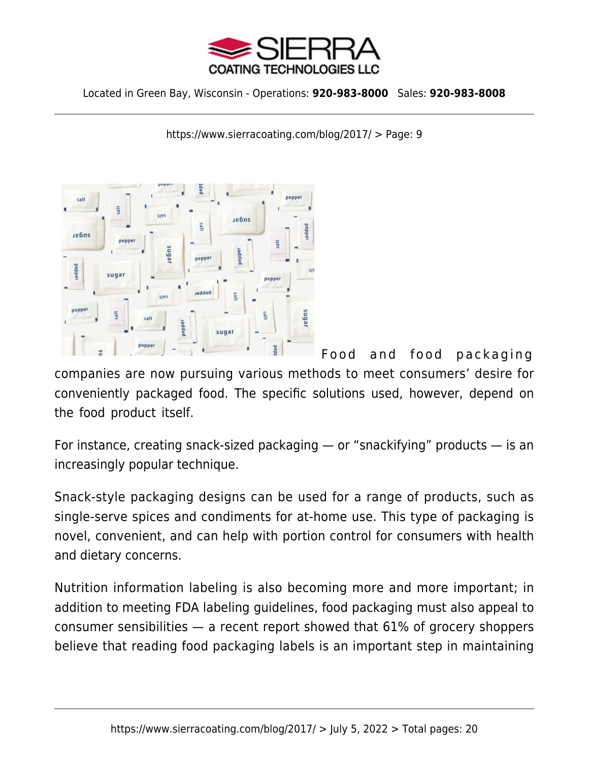Food and food packaging companies are now pursuing various methods to meet consumers' desire for conveniently packaged food. The specific solutions used, however, depend on the food product itself.

For instance, creating snack-sized packaging — or "snackifying" products — is an increasingly popular technique.

Snack-style packaging designs can be used for a range of products, such as single-serve spices and condiments for at-home use. This type of packaging is novel, convenient, and can help with portion control for consumers with health and dietary concerns.

Nutrition information labeling is also becoming more and more important; in addition to meeting FDA labeling guidelines, food packaging must also appeal to consumer sensibilities — a recent report showed that 61% of grocery shoppers believe that reading food packaging labels is an important step in maintaining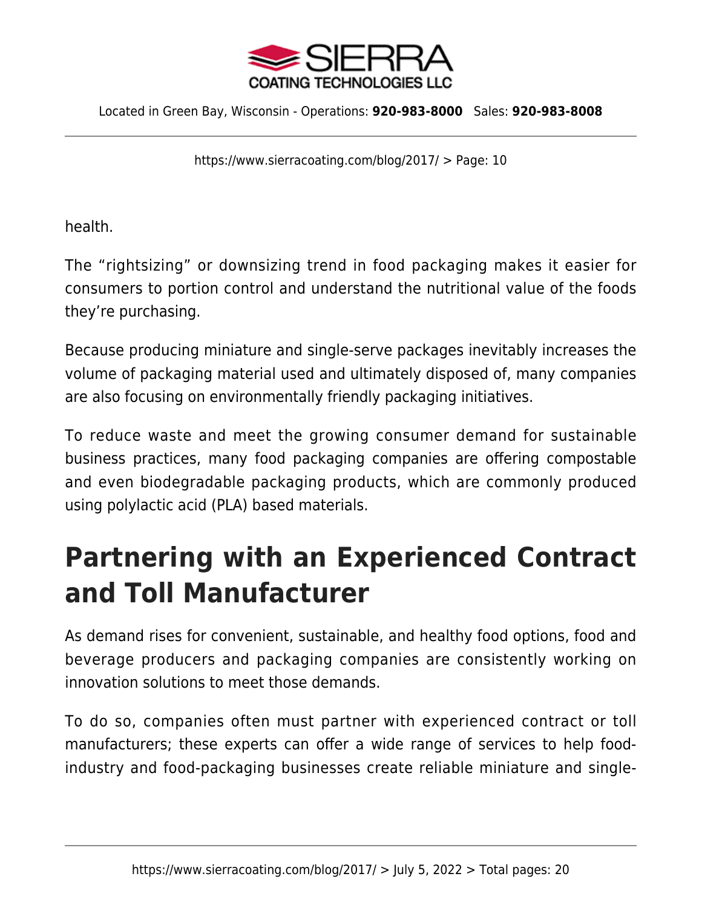health.

The “rightsizing” or downsizing trend in food packaging makes it easier for consumers to portion control and understand the nutritional value of the foods they’re purchasing.

Because producing miniature and single-serve packages inevitably increases the volume of packaging material used and ultimately disposed of, many companies are also focusing on environmentally friendly packaging initiatives.

To reduce waste and meet the growing consumer demand for sustainable business practices, many food packaging companies are offering compostable and even biodegradable packaging products, which are commonly produced using polylactic acid (PLA) based materials.

## Partnering with an Experienced Contract and Toll Manufacturer

As demand rises for convenient, sustainable, and healthy food options, food and beverage producers and packaging companies are consistently working on innovation solutions to meet those demands.

To do so, companies often must partner with experienced contract or toll manufacturers; these experts can offer a wide range of services to help food-industry and food-packaging businesses create reliable miniature and single-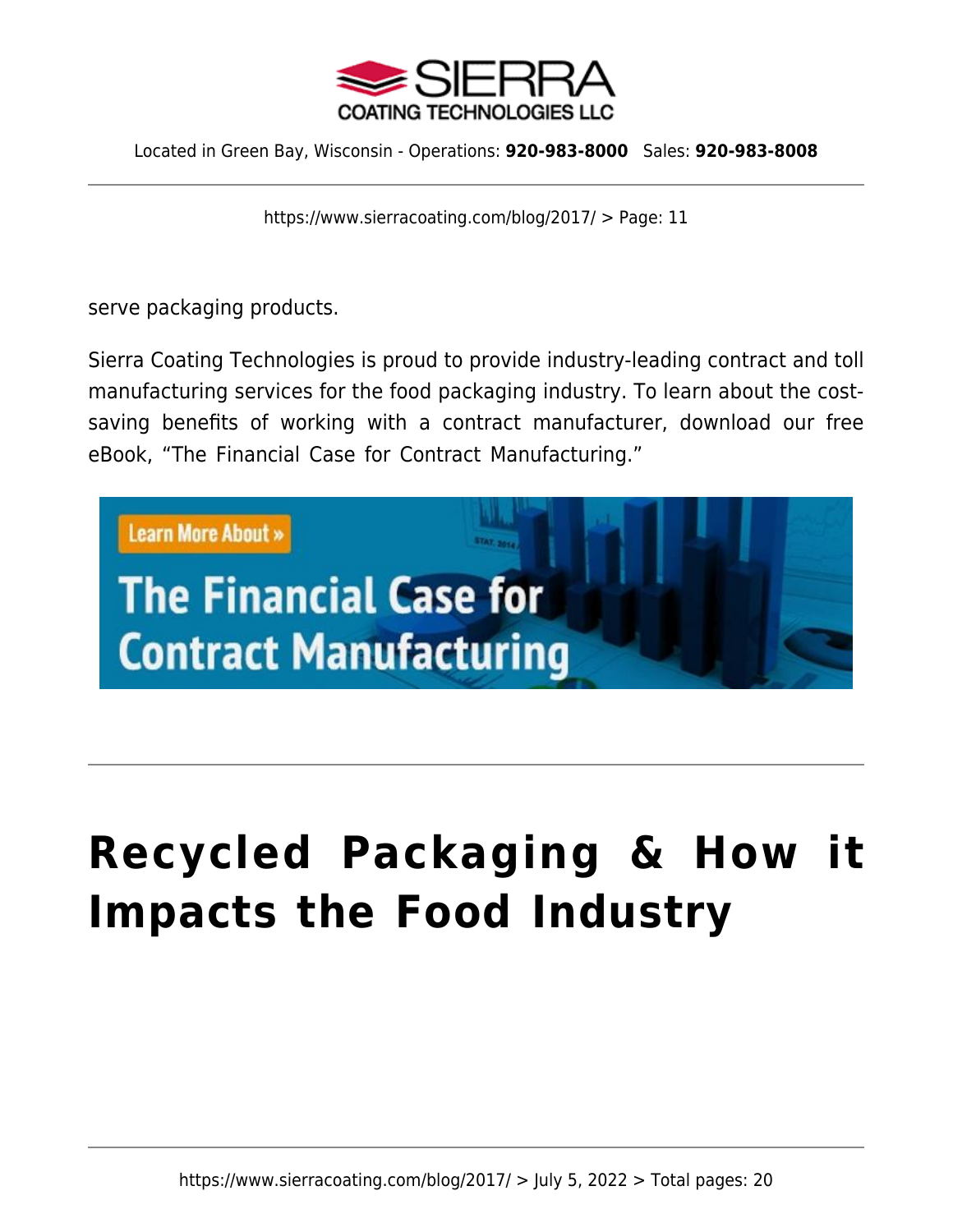serve packaging products.

Sierra Coating Technologies is proud to provide industry-leading contract and toll manufacturing services for the food packaging industry. To learn about the cost-saving benefits of working with a contract manufacturer, download our free eBook, "The Financial Case for Contract Manufacturing."

# Recycled Packaging & How it Impacts the Food Industry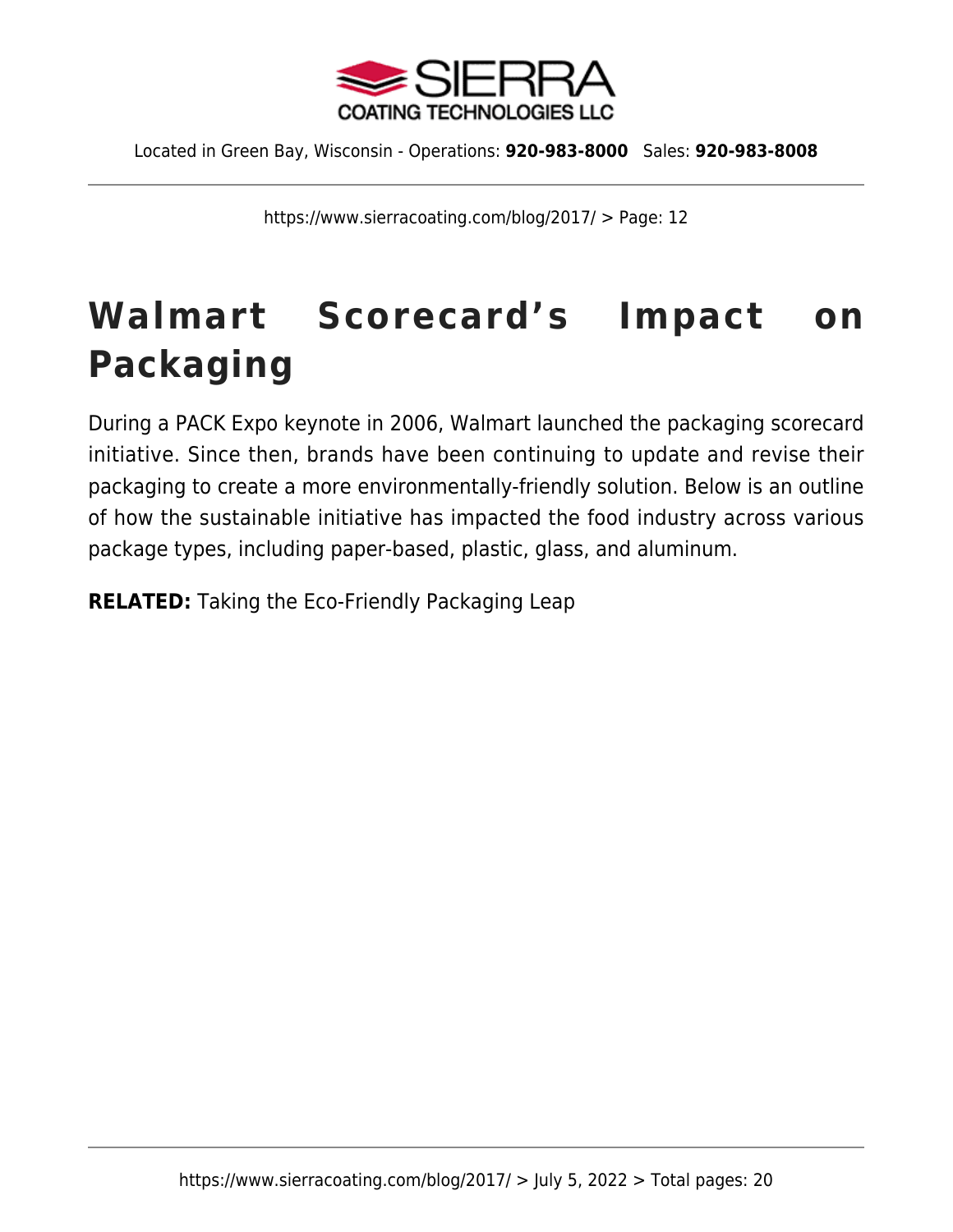# Walmart Scorecard's Impact on Packaging

During a PACK Expo keynote in 2006, Walmart launched the packaging scorecard initiative. Since then, brands have been continuing to update and revise their packaging to create a more environmentally-friendly solution. Below is an outline of how the sustainable initiative has impacted the food industry across various package types, including paper-based, plastic, glass, and aluminum.

**RELATED:** Taking the Eco-Friendly Packaging Leap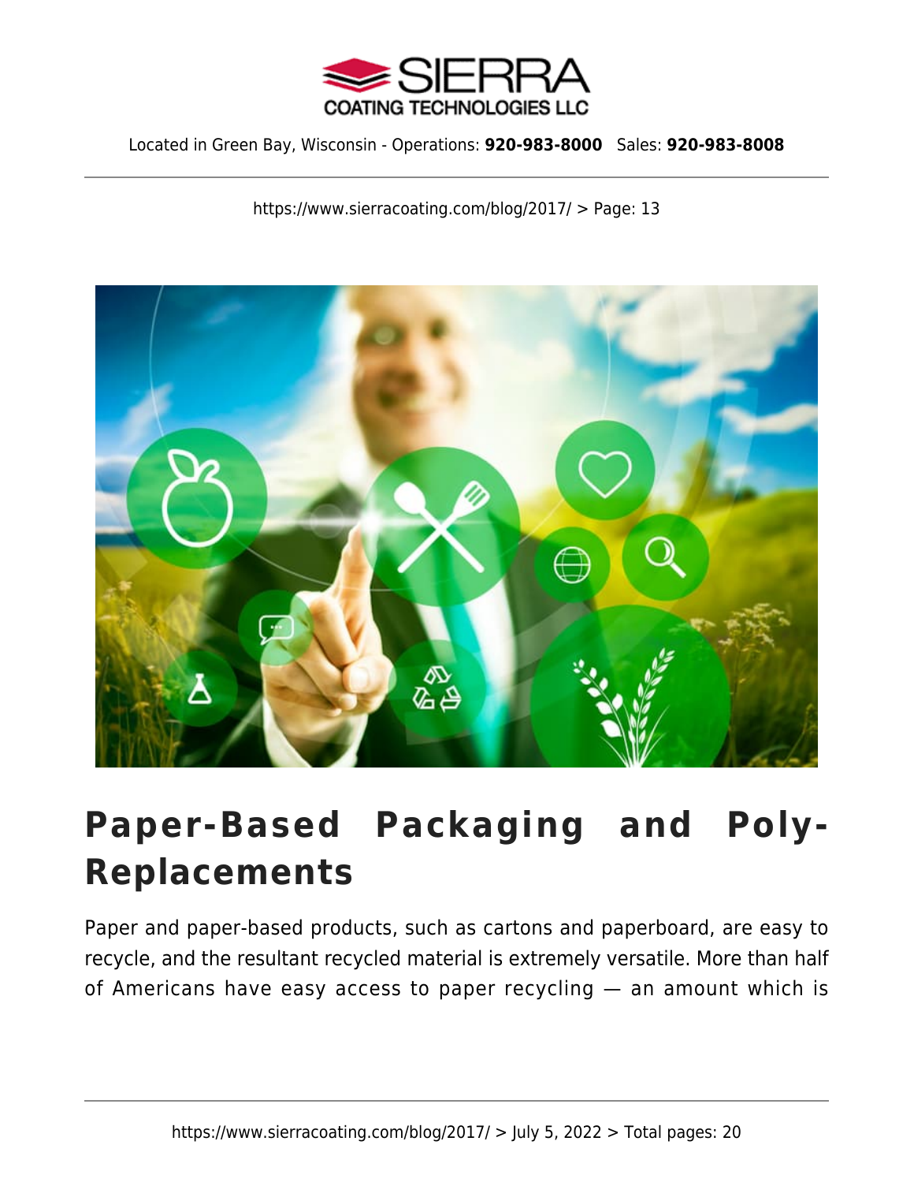# Paper-Based Packaging and Poly-Replacements

Paper and paper-based products, such as cartons and paperboard, are easy to recycle, and the resultant recycled material is extremely versatile. More than half of Americans have easy access to paper recycling — an amount which is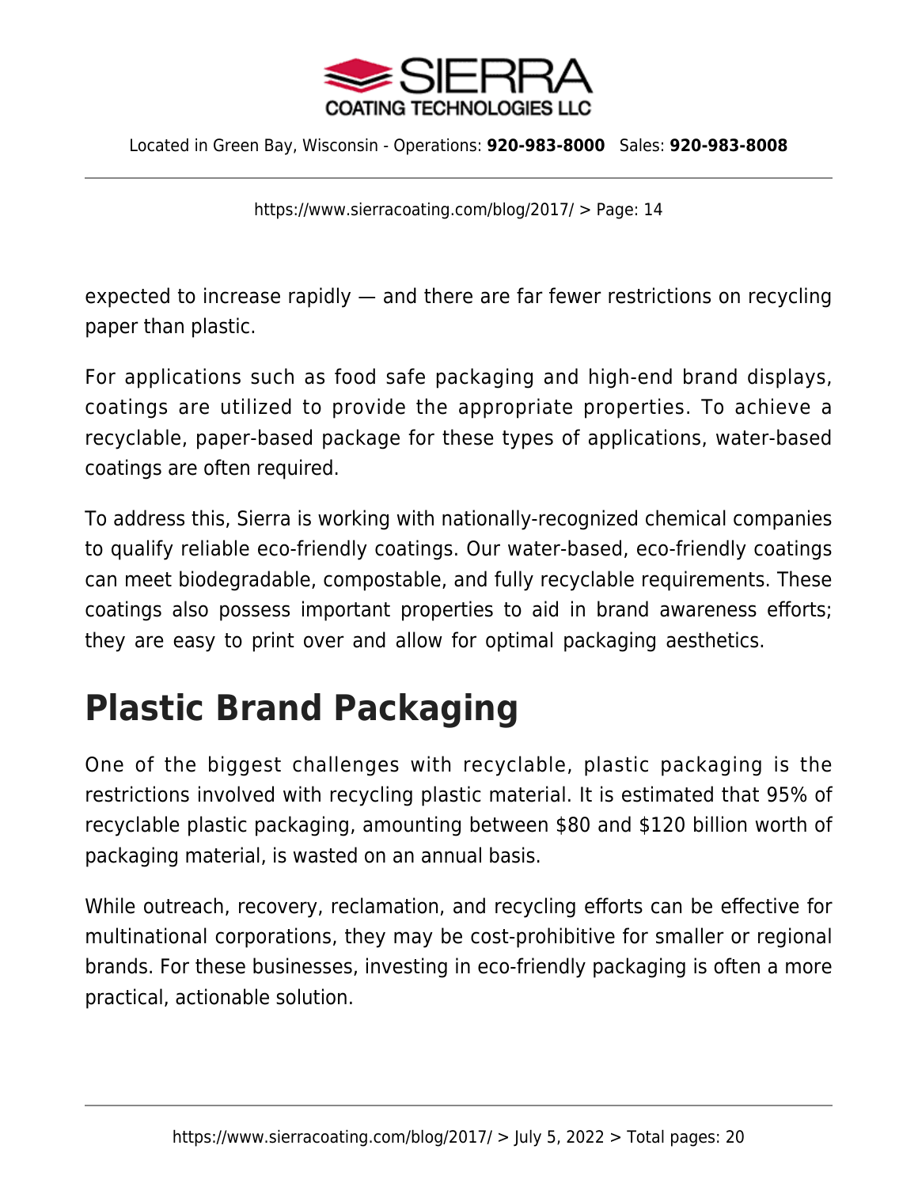expected to increase rapidly — and there are far fewer restrictions on recycling paper than plastic.

For applications such as food safe packaging and high-end brand displays, coatings are utilized to provide the appropriate properties. To achieve a recyclable, paper-based package for these types of applications, water-based coatings are often required.

To address this, Sierra is working with nationally-recognized chemical companies to qualify reliable eco-friendly coatings. Our water-based, eco-friendly coatings can meet biodegradable, compostable, and fully recyclable requirements. These coatings also possess important properties to aid in brand awareness efforts; they are easy to print over and allow for optimal packaging aesthetics.

## Plastic Brand Packaging

One of the biggest challenges with recyclable, plastic packaging is the restrictions involved with recycling plastic material. It is estimated that 95% of recyclable plastic packaging, amounting between $80 and $120 billion worth of packaging material, is wasted on an annual basis.

While outreach, recovery, reclamation, and recycling efforts can be effective for multinational corporations, they may be cost-prohibitive for smaller or regional brands. For these businesses, investing in eco-friendly packaging is often a more practical, actionable solution.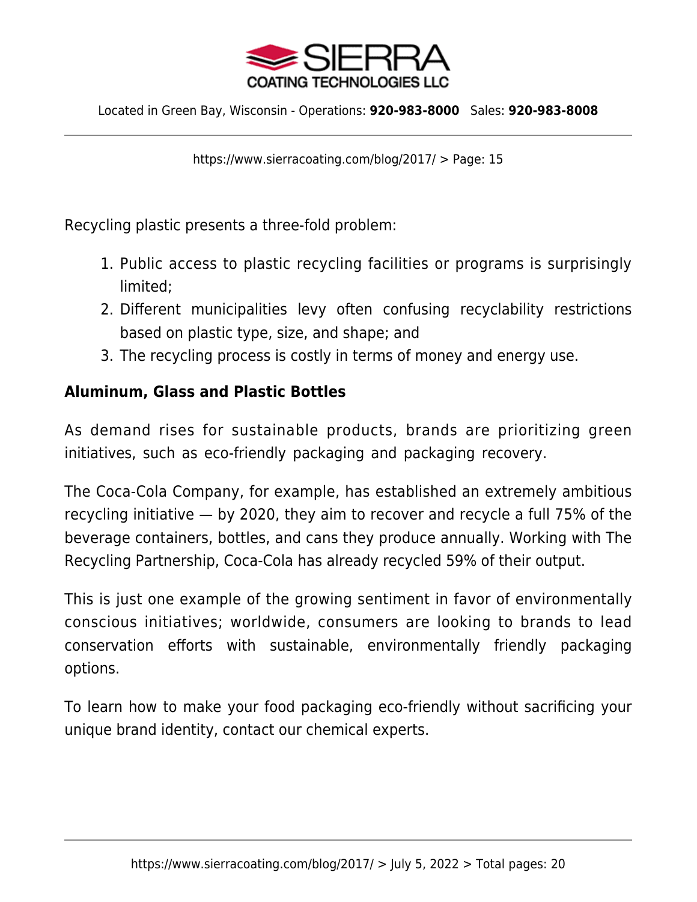Recycling plastic presents a three-fold problem:

1. Public access to plastic recycling facilities or programs is surprisingly limited;
2. Different municipalities levy often confusing recyclability restrictions based on plastic type, size, and shape; and
3. The recycling process is costly in terms of money and energy use.

**Aluminum, Glass and Plastic Bottles**

As demand rises for sustainable products, brands are prioritizing green initiatives, such as eco-friendly packaging and packaging recovery.

The Coca-Cola Company, for example, has established an extremely ambitious recycling initiative — by 2020, they aim to recover and recycle a full 75% of the beverage containers, bottles, and cans they produce annually. Working with The Recycling Partnership, Coca-Cola has already recycled 59% of their output.

This is just one example of the growing sentiment in favor of environmentally conscious initiatives; worldwide, consumers are looking to brands to lead conservation efforts with sustainable, environmentally friendly packaging options.

To learn how to make your food packaging eco-friendly without sacrificing your unique brand identity, contact our chemical experts.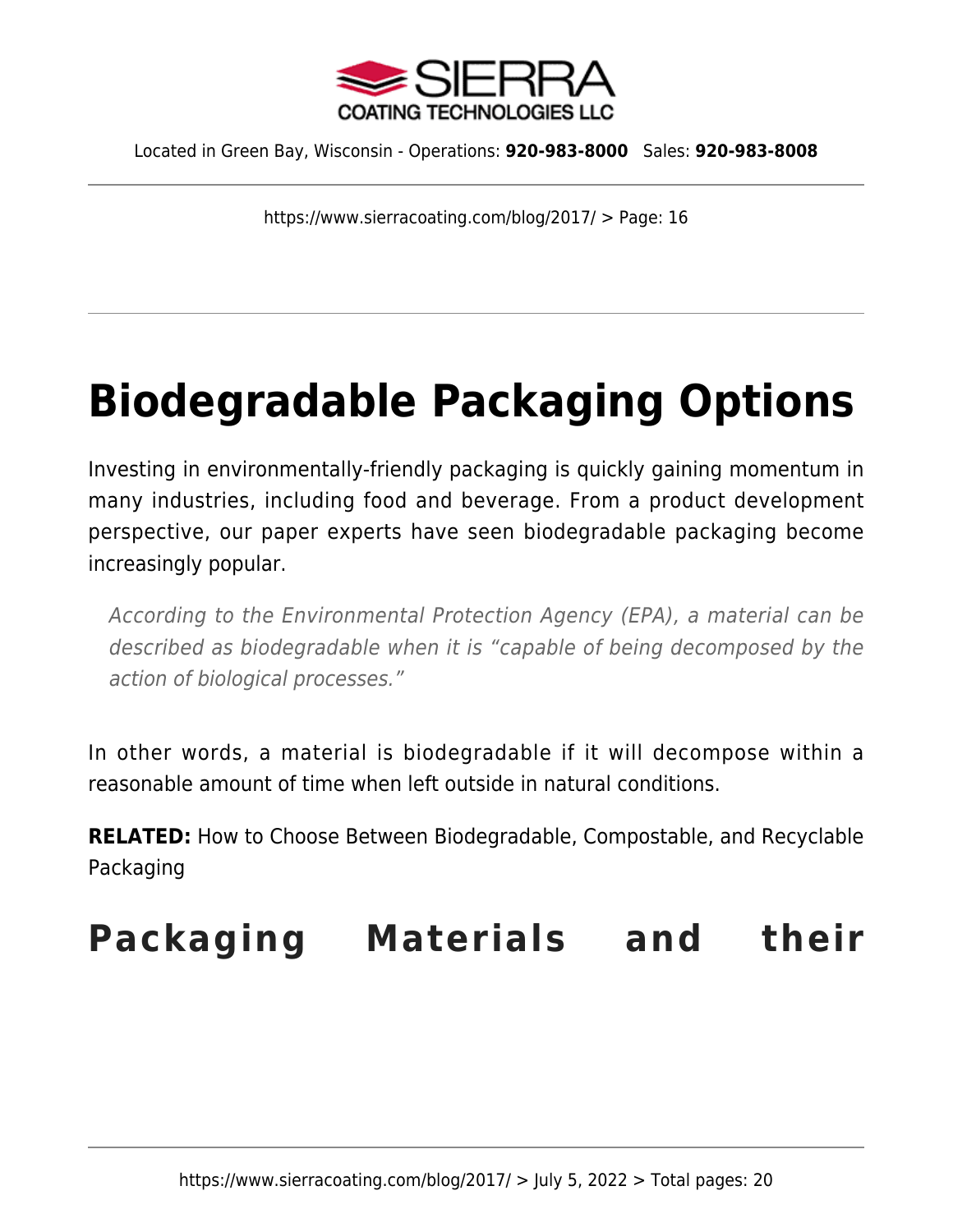# Biodegradable Packaging Options

Investing in environmentally-friendly packaging is quickly gaining momentum in many industries, including food and beverage. From a product development perspective, our paper experts have seen biodegradable packaging become increasingly popular.

> *According to the Environmental Protection Agency (EPA), a material can be described as biodegradable when it is "capable of being decomposed by the action of biological processes."*

In other words, a material is biodegradable if it will decompose within a reasonable amount of time when left outside in natural conditions.

**RELATED:** How to Choose Between Biodegradable, Compostable, and Recyclable Packaging

## Packaging Materials and their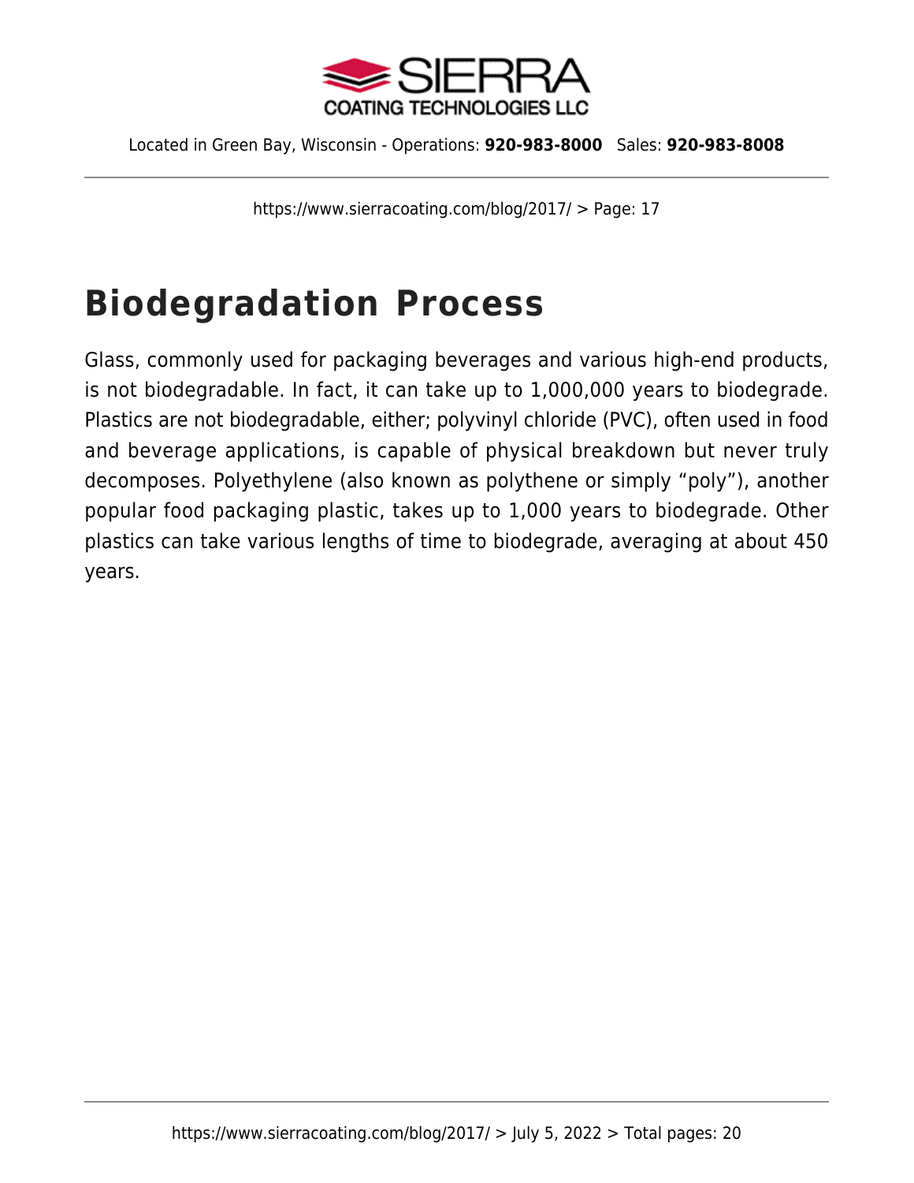# Biodegradation Process

Glass, commonly used for packaging beverages and various high-end products, is not biodegradable. In fact, it can take up to 1,000,000 years to biodegrade. Plastics are not biodegradable, either; polyvinyl chloride (PVC), often used in food and beverage applications, is capable of physical breakdown but never truly decomposes. Polyethylene (also known as polythene or simply "poly"), another popular food packaging plastic, takes up to 1,000 years to biodegrade. Other plastics can take various lengths of time to biodegrade, averaging at about 450 years.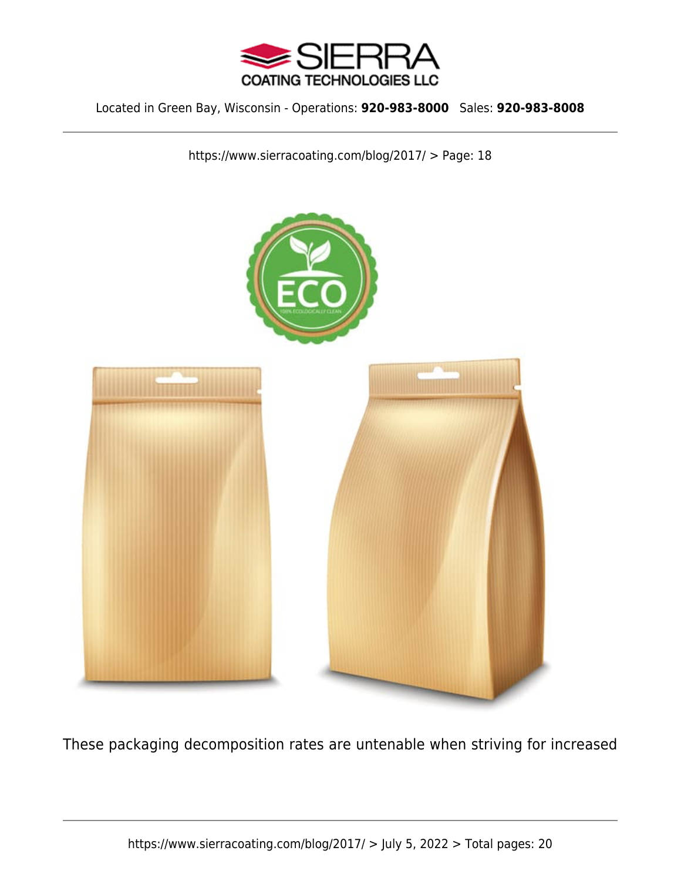These packaging decomposition rates are untenable when striving for increased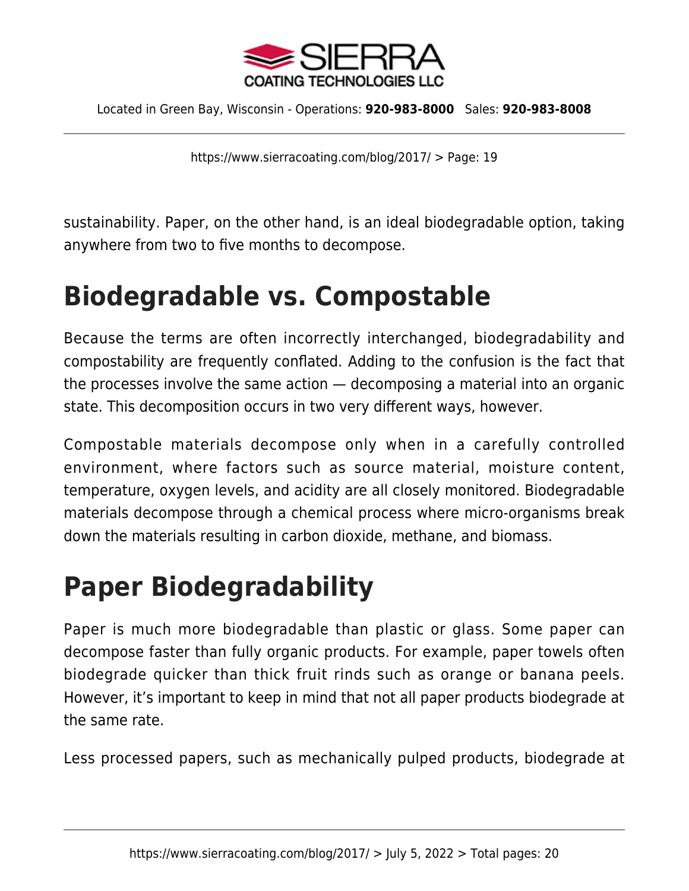sustainability. Paper, on the other hand, is an ideal biodegradable option, taking anywhere from two to five months to decompose.

## Biodegradable vs. Compostable

Because the terms are often incorrectly interchanged, biodegradability and compostability are frequently conflated. Adding to the confusion is the fact that the processes involve the same action — decomposing a material into an organic state. This decomposition occurs in two very different ways, however.

Compostable materials decompose only when in a carefully controlled environment, where factors such as source material, moisture content, temperature, oxygen levels, and acidity are all closely monitored. Biodegradable materials decompose through a chemical process where micro-organisms break down the materials resulting in carbon dioxide, methane, and biomass.

## Paper Biodegradability

Paper is much more biodegradable than plastic or glass. Some paper can decompose faster than fully organic products. For example, paper towels often biodegrade quicker than thick fruit rinds such as orange or banana peels. However, it's important to keep in mind that not all paper products biodegrade at the same rate.

Less processed papers, such as mechanically pulped products, biodegrade at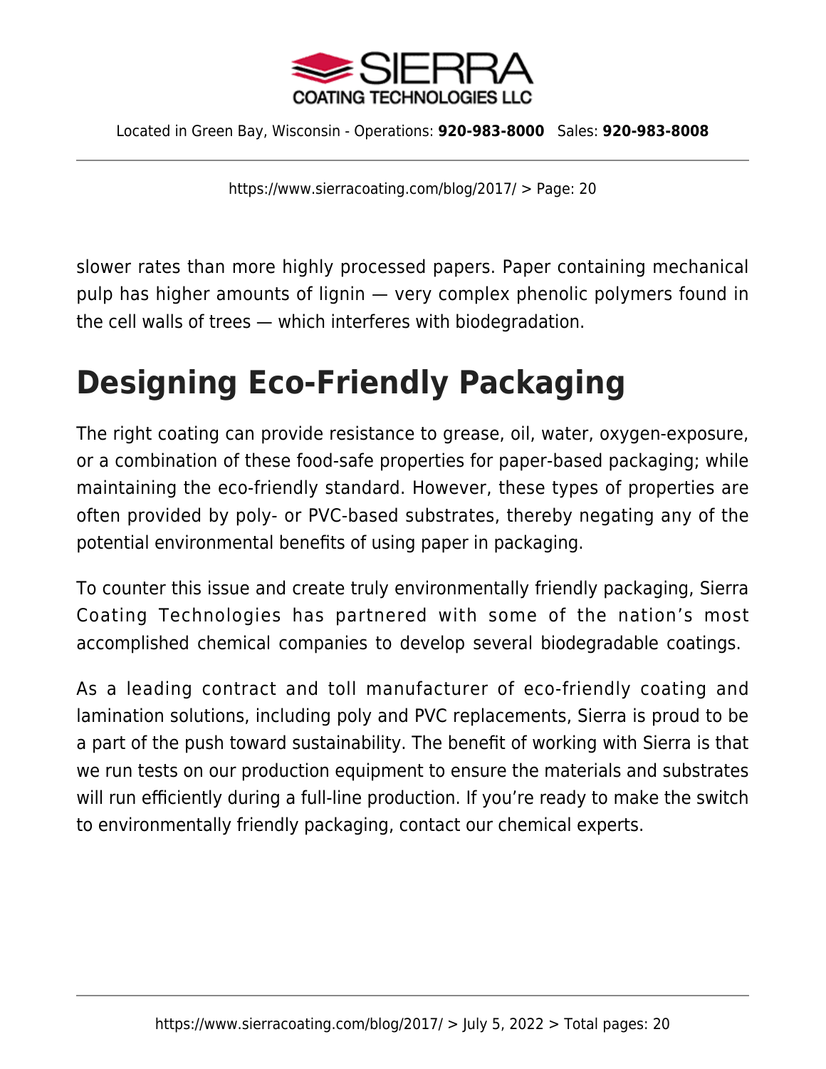slower rates than more highly processed papers. Paper containing mechanical pulp has higher amounts of lignin — very complex phenolic polymers found in the cell walls of trees — which interferes with biodegradation.

## Designing Eco-Friendly Packaging

The right coating can provide resistance to grease, oil, water, oxygen-exposure, or a combination of these food-safe properties for paper-based packaging; while maintaining the eco-friendly standard. However, these types of properties are often provided by poly- or PVC-based substrates, thereby negating any of the potential environmental benefits of using paper in packaging.

To counter this issue and create truly environmentally friendly packaging, Sierra Coating Technologies has partnered with some of the nation's most accomplished chemical companies to develop several biodegradable coatings.

As a leading contract and toll manufacturer of eco-friendly coating and lamination solutions, including poly and PVC replacements, Sierra is proud to be a part of the push toward sustainability. The benefit of working with Sierra is that we run tests on our production equipment to ensure the materials and substrates will run efficiently during a full-line production. If you're ready to make the switch to environmentally friendly packaging, contact our chemical experts.